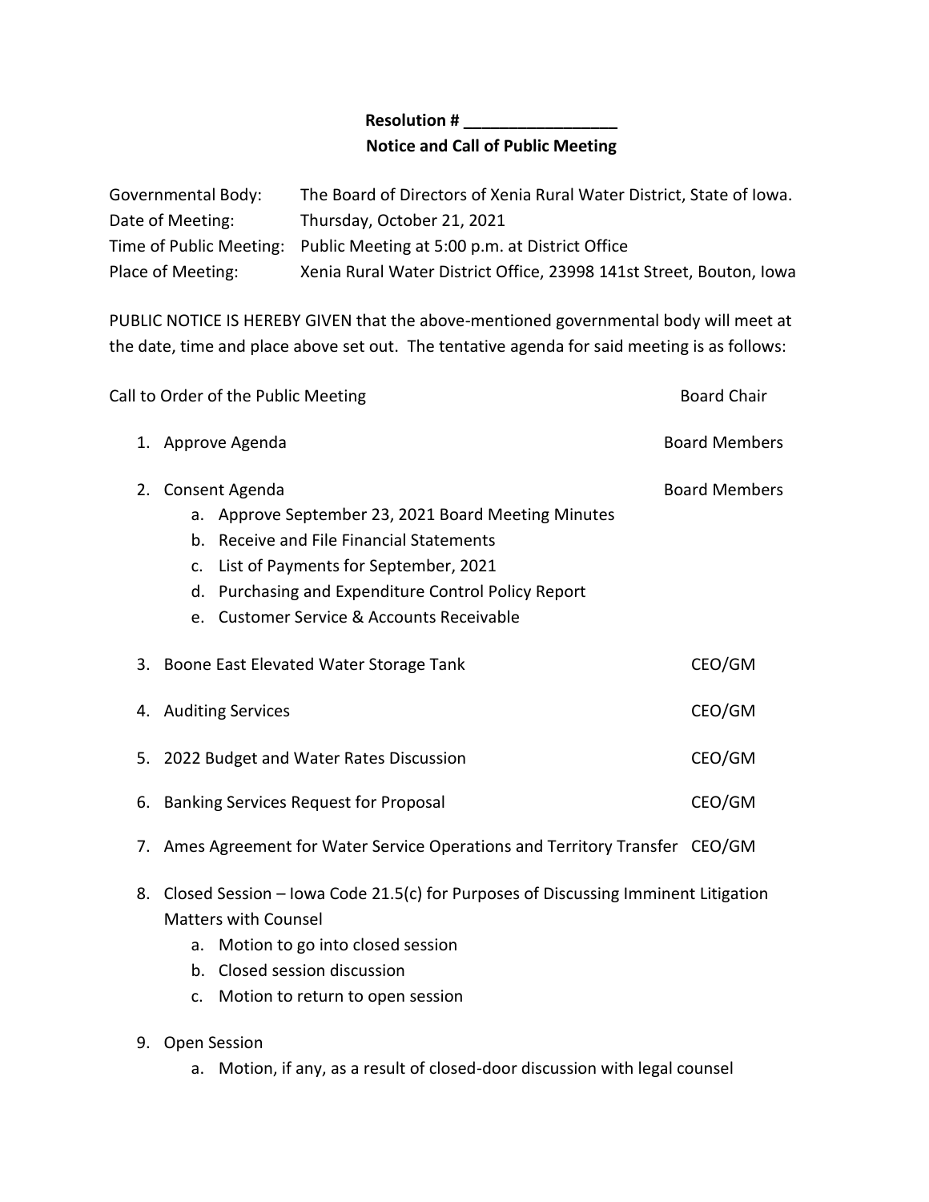**Resolution # \_\_\_\_\_\_\_\_\_\_\_\_\_\_\_\_\_**

**Notice and Call of Public Meeting**

| | |
|---|---|
| Governmental Body: | The Board of Directors of Xenia Rural Water District, State of Iowa. |
| Date of Meeting: | Thursday, October 21, 2021 |
| Time of Public Meeting: | Public Meeting at 5:00 p.m. at District Office |
| Place of Meeting: | Xenia Rural Water District Office, 23998 141st Street, Bouton, Iowa |

PUBLIC NOTICE IS HEREBY GIVEN that the above-mentioned governmental body will meet at the date, time and place above set out. The tentative agenda for said meeting is as follows:

Call to Order of the Public Meeting — Board Chair

1. Approve Agenda — Board Members
2. Consent Agenda — Board Members
   a. Approve September 23, 2021 Board Meeting Minutes
   b. Receive and File Financial Statements
   c. List of Payments for September, 2021
   d. Purchasing and Expenditure Control Policy Report
   e. Customer Service & Accounts Receivable
3. Boone East Elevated Water Storage Tank — CEO/GM
4. Auditing Services — CEO/GM
5. 2022 Budget and Water Rates Discussion — CEO/GM
6. Banking Services Request for Proposal — CEO/GM
7. Ames Agreement for Water Service Operations and Territory Transfer — CEO/GM
8. Closed Session – Iowa Code 21.5(c) for Purposes of Discussing Imminent Litigation Matters with Counsel
   a. Motion to go into closed session
   b. Closed session discussion
   c. Motion to return to open session
9. Open Session
   a. Motion, if any, as a result of closed-door discussion with legal counsel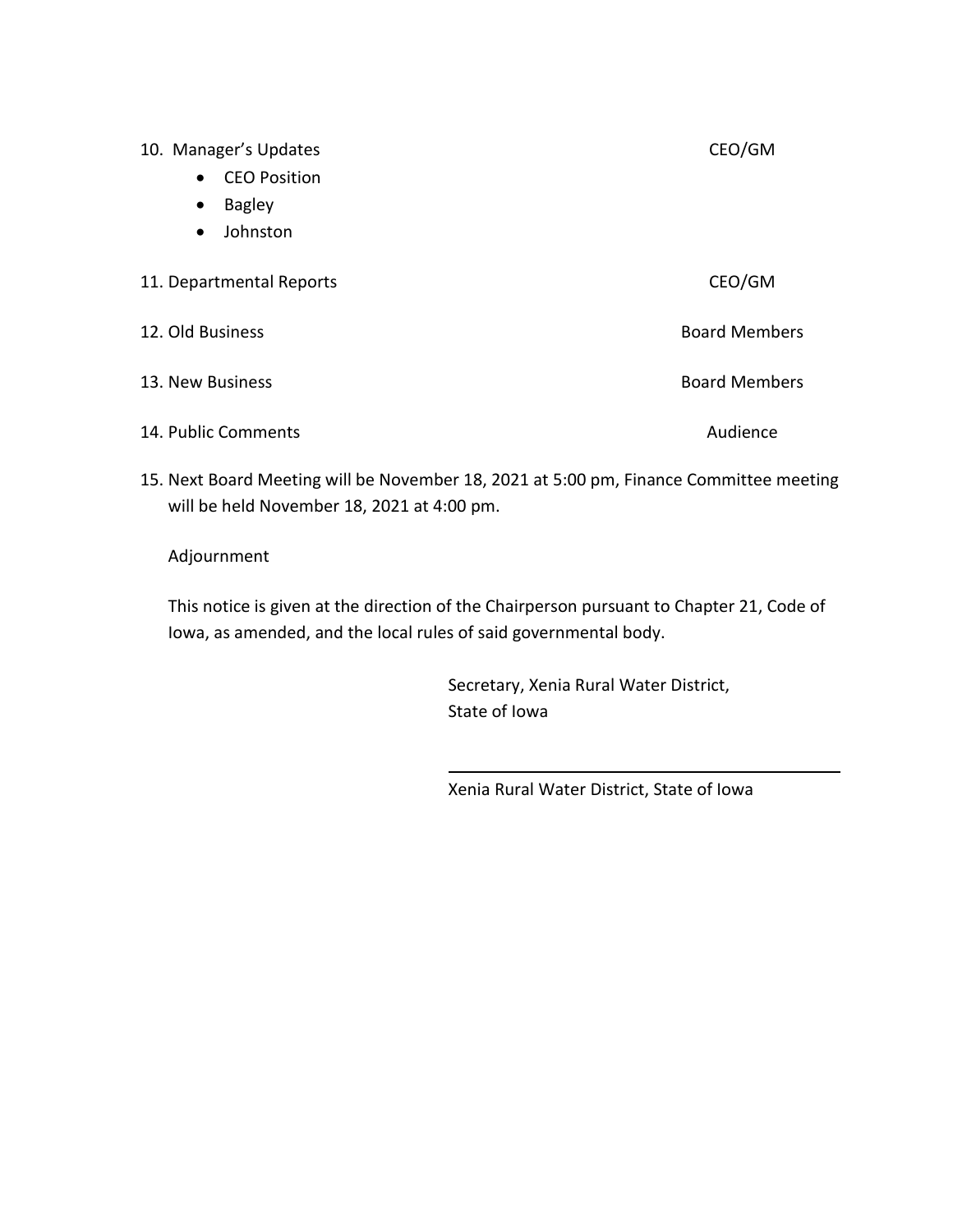10. Manager's Updates — CEO/GM
    - CEO Position
    - Bagley
    - Johnston

11. Departmental Reports — CEO/GM

12. Old Business — Board Members

13. New Business — Board Members

14. Public Comments — Audience

15. Next Board Meeting will be November 18, 2021 at 5:00 pm, Finance Committee meeting will be held November 18, 2021 at 4:00 pm.

    Adjournment

    This notice is given at the direction of the Chairperson pursuant to Chapter 21, Code of Iowa, as amended, and the local rules of said governmental body.

Secretary, Xenia Rural Water District,
State of Iowa

\_\_\_\_\_\_\_\_\_\_\_\_\_\_\_\_\_\_\_\_\_\_\_\_\_\_\_\_\_\_\_\_\_\_\_\_\_\_\_\_

Xenia Rural Water District, State of Iowa